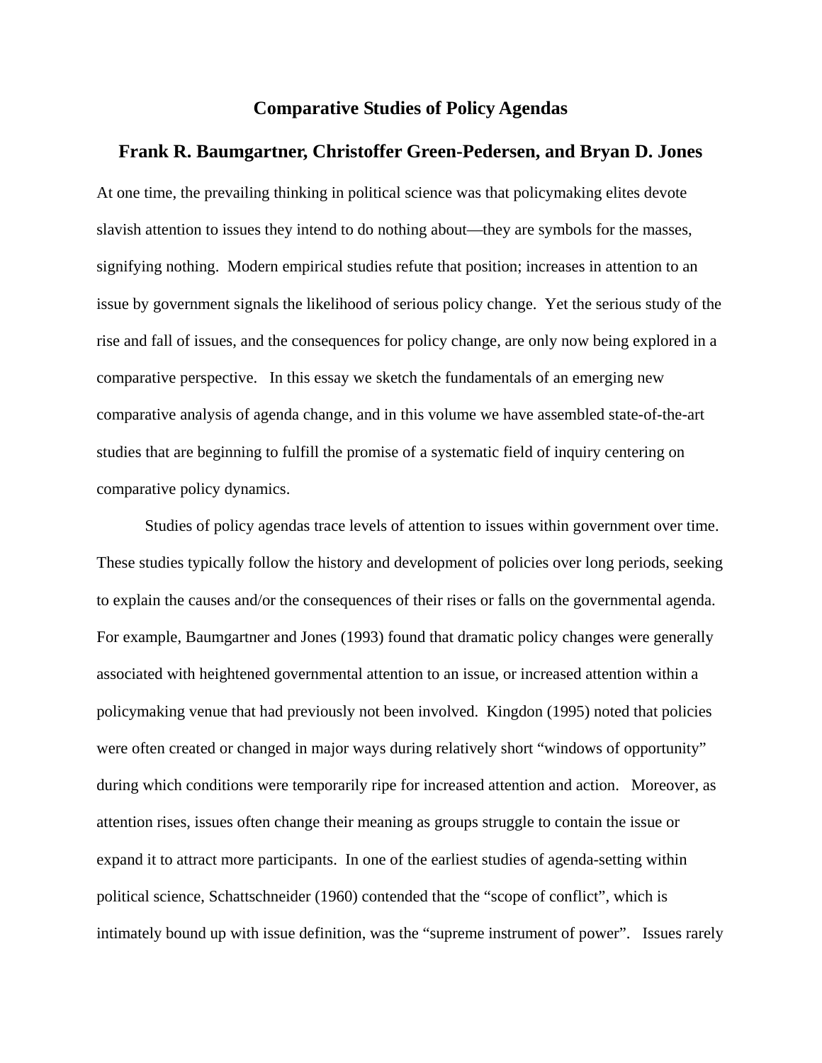# Comparative Studies of Policy Agendas

## Frank R. Baumgartner, Christoffer Green-Pedersen, and Bryan D. Jones

At one time, the prevailing thinking in political science was that policymaking elites devote slavish attention to issues they intend to do nothing about—they are symbols for the masses, signifying nothing. Modern empirical studies refute that position; increases in attention to an issue by government signals the likelihood of serious policy change. Yet the serious study of the rise and fall of issues, and the consequences for policy change, are only now being explored in a comparative perspective. In this essay we sketch the fundamentals of an emerging new comparative analysis of agenda change, and in this volume we have assembled state-of-the-art studies that are beginning to fulfill the promise of a systematic field of inquiry centering on comparative policy dynamics.

Studies of policy agendas trace levels of attention to issues within government over time. These studies typically follow the history and development of policies over long periods, seeking to explain the causes and/or the consequences of their rises or falls on the governmental agenda. For example, Baumgartner and Jones (1993) found that dramatic policy changes were generally associated with heightened governmental attention to an issue, or increased attention within a policymaking venue that had previously not been involved. Kingdon (1995) noted that policies were often created or changed in major ways during relatively short "windows of opportunity" during which conditions were temporarily ripe for increased attention and action. Moreover, as attention rises, issues often change their meaning as groups struggle to contain the issue or expand it to attract more participants. In one of the earliest studies of agenda-setting within political science, Schattschneider (1960) contended that the "scope of conflict", which is intimately bound up with issue definition, was the "supreme instrument of power". Issues rarely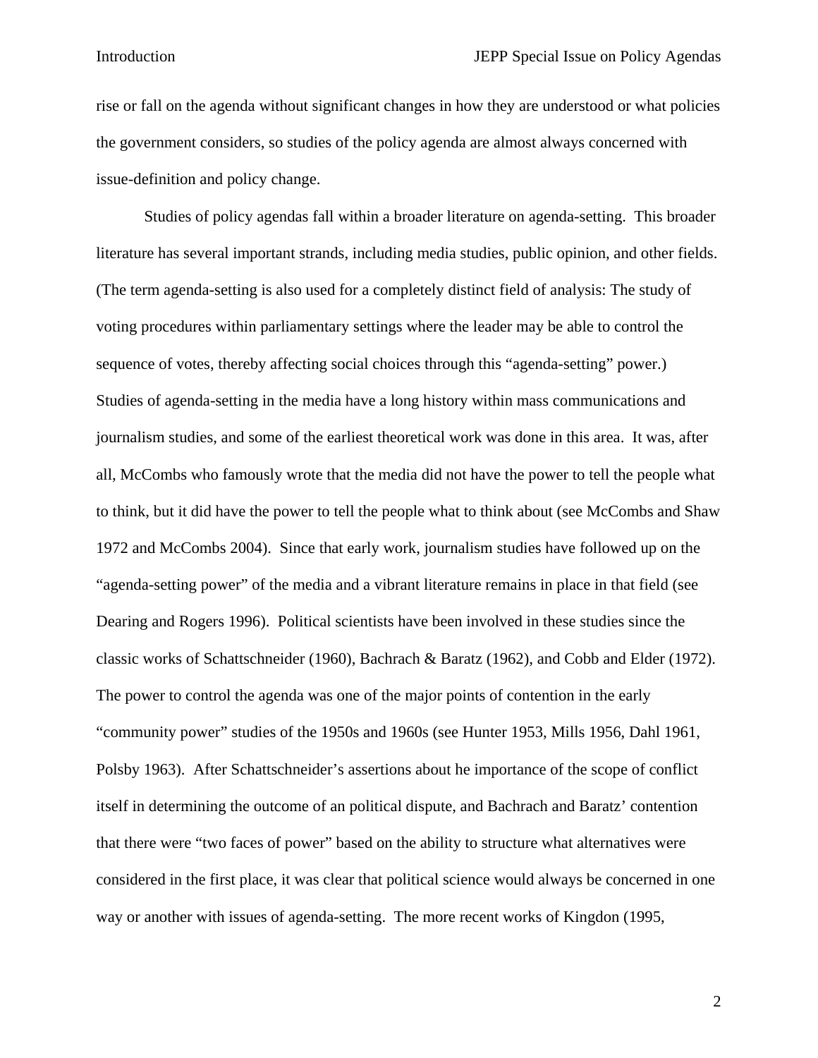rise or fall on the agenda without significant changes in how they are understood or what policies the government considers, so studies of the policy agenda are almost always concerned with issue-definition and policy change.

Studies of policy agendas fall within a broader literature on agenda-setting. This broader literature has several important strands, including media studies, public opinion, and other fields. (The term agenda-setting is also used for a completely distinct field of analysis: The study of voting procedures within parliamentary settings where the leader may be able to control the sequence of votes, thereby affecting social choices through this "agenda-setting" power.) Studies of agenda-setting in the media have a long history within mass communications and journalism studies, and some of the earliest theoretical work was done in this area. It was, after all, McCombs who famously wrote that the media did not have the power to tell the people what to think, but it did have the power to tell the people what to think about (see McCombs and Shaw 1972 and McCombs 2004). Since that early work, journalism studies have followed up on the "agenda-setting power" of the media and a vibrant literature remains in place in that field (see Dearing and Rogers 1996). Political scientists have been involved in these studies since the classic works of Schattschneider (1960), Bachrach & Baratz (1962), and Cobb and Elder (1972). The power to control the agenda was one of the major points of contention in the early "community power" studies of the 1950s and 1960s (see Hunter 1953, Mills 1956, Dahl 1961, Polsby 1963). After Schattschneider's assertions about he importance of the scope of conflict itself in determining the outcome of an political dispute, and Bachrach and Baratz' contention that there were "two faces of power" based on the ability to structure what alternatives were considered in the first place, it was clear that political science would always be concerned in one way or another with issues of agenda-setting. The more recent works of Kingdon (1995,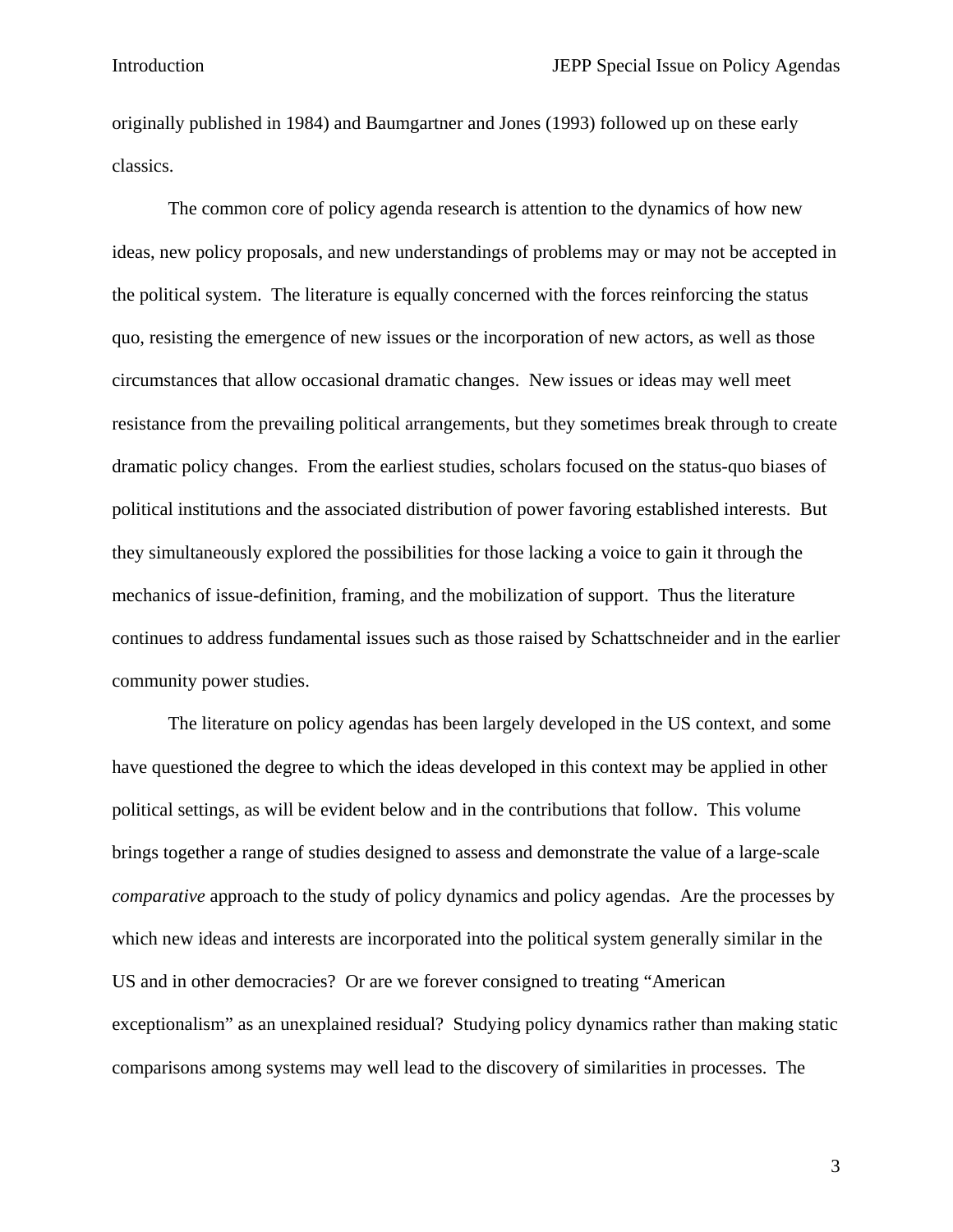originally published in 1984) and Baumgartner and Jones (1993) followed up on these early classics.

The common core of policy agenda research is attention to the dynamics of how new ideas, new policy proposals, and new understandings of problems may or may not be accepted in the political system. The literature is equally concerned with the forces reinforcing the status quo, resisting the emergence of new issues or the incorporation of new actors, as well as those circumstances that allow occasional dramatic changes. New issues or ideas may well meet resistance from the prevailing political arrangements, but they sometimes break through to create dramatic policy changes. From the earliest studies, scholars focused on the status-quo biases of political institutions and the associated distribution of power favoring established interests. But they simultaneously explored the possibilities for those lacking a voice to gain it through the mechanics of issue-definition, framing, and the mobilization of support. Thus the literature continues to address fundamental issues such as those raised by Schattschneider and in the earlier community power studies.

The literature on policy agendas has been largely developed in the US context, and some have questioned the degree to which the ideas developed in this context may be applied in other political settings, as will be evident below and in the contributions that follow. This volume brings together a range of studies designed to assess and demonstrate the value of a large-scale *comparative* approach to the study of policy dynamics and policy agendas. Are the processes by which new ideas and interests are incorporated into the political system generally similar in the US and in other democracies? Or are we forever consigned to treating "American exceptionalism" as an unexplained residual? Studying policy dynamics rather than making static comparisons among systems may well lead to the discovery of similarities in processes. The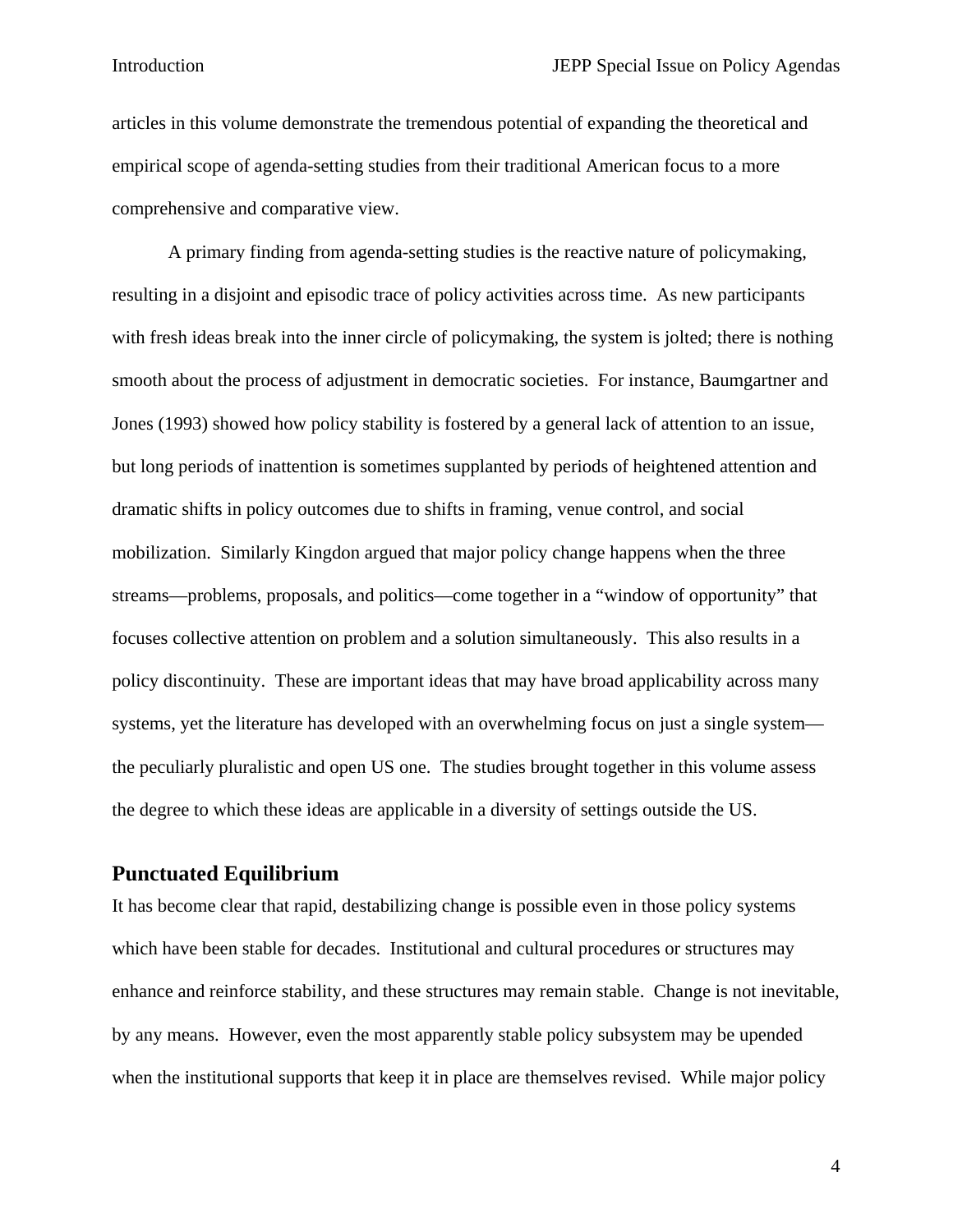articles in this volume demonstrate the tremendous potential of expanding the theoretical and empirical scope of agenda-setting studies from their traditional American focus to a more comprehensive and comparative view.

A primary finding from agenda-setting studies is the reactive nature of policymaking, resulting in a disjoint and episodic trace of policy activities across time. As new participants with fresh ideas break into the inner circle of policymaking, the system is jolted; there is nothing smooth about the process of adjustment in democratic societies. For instance, Baumgartner and Jones (1993) showed how policy stability is fostered by a general lack of attention to an issue, but long periods of inattention is sometimes supplanted by periods of heightened attention and dramatic shifts in policy outcomes due to shifts in framing, venue control, and social mobilization. Similarly Kingdon argued that major policy change happens when the three streams—problems, proposals, and politics—come together in a "window of opportunity" that focuses collective attention on problem and a solution simultaneously. This also results in a policy discontinuity. These are important ideas that may have broad applicability across many systems, yet the literature has developed with an overwhelming focus on just a single system—the peculiarly pluralistic and open US one. The studies brought together in this volume assess the degree to which these ideas are applicable in a diversity of settings outside the US.

## Punctuated Equilibrium

It has become clear that rapid, destabilizing change is possible even in those policy systems which have been stable for decades. Institutional and cultural procedures or structures may enhance and reinforce stability, and these structures may remain stable. Change is not inevitable, by any means. However, even the most apparently stable policy subsystem may be upended when the institutional supports that keep it in place are themselves revised. While major policy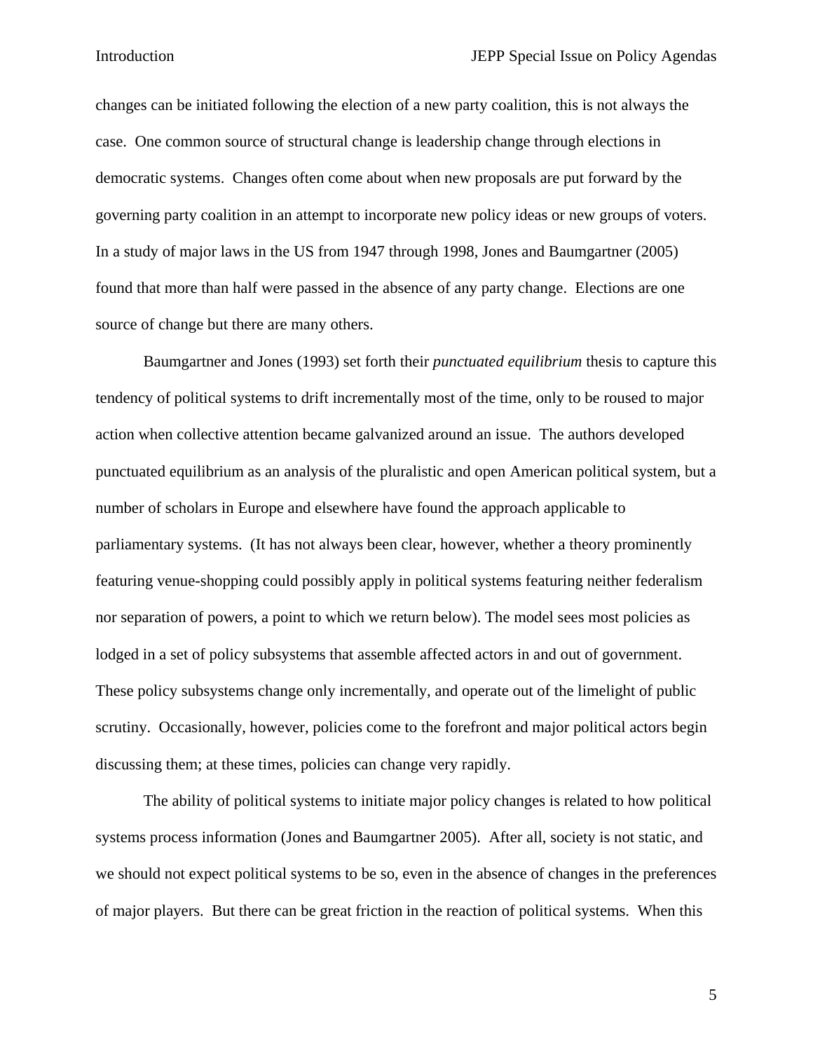changes can be initiated following the election of a new party coalition, this is not always the case. One common source of structural change is leadership change through elections in democratic systems. Changes often come about when new proposals are put forward by the governing party coalition in an attempt to incorporate new policy ideas or new groups of voters. In a study of major laws in the US from 1947 through 1998, Jones and Baumgartner (2005) found that more than half were passed in the absence of any party change. Elections are one source of change but there are many others.

Baumgartner and Jones (1993) set forth their *punctuated equilibrium* thesis to capture this tendency of political systems to drift incrementally most of the time, only to be roused to major action when collective attention became galvanized around an issue. The authors developed punctuated equilibrium as an analysis of the pluralistic and open American political system, but a number of scholars in Europe and elsewhere have found the approach applicable to parliamentary systems. (It has not always been clear, however, whether a theory prominently featuring venue-shopping could possibly apply in political systems featuring neither federalism nor separation of powers, a point to which we return below). The model sees most policies as lodged in a set of policy subsystems that assemble affected actors in and out of government. These policy subsystems change only incrementally, and operate out of the limelight of public scrutiny. Occasionally, however, policies come to the forefront and major political actors begin discussing them; at these times, policies can change very rapidly.

The ability of political systems to initiate major policy changes is related to how political systems process information (Jones and Baumgartner 2005). After all, society is not static, and we should not expect political systems to be so, even in the absence of changes in the preferences of major players. But there can be great friction in the reaction of political systems. When this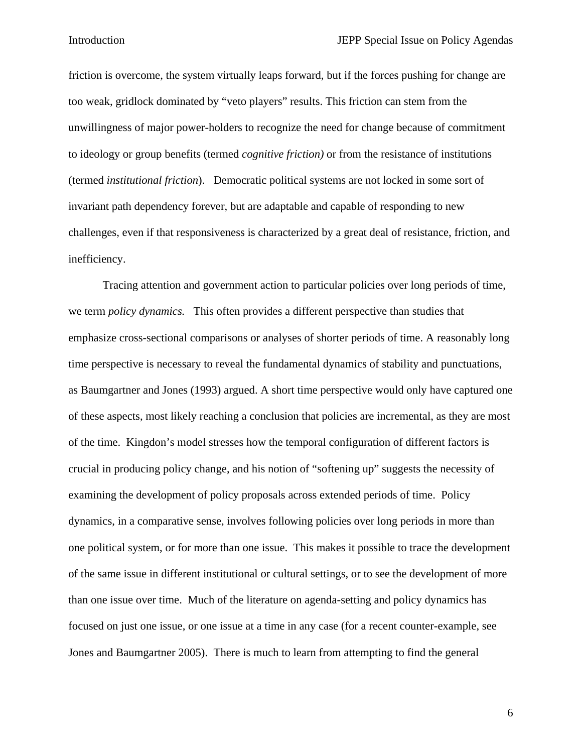friction is overcome, the system virtually leaps forward, but if the forces pushing for change are too weak, gridlock dominated by "veto players" results. This friction can stem from the unwillingness of major power-holders to recognize the need for change because of commitment to ideology or group benefits (termed *cognitive friction)* or from the resistance of institutions (termed *institutional friction*). Democratic political systems are not locked in some sort of invariant path dependency forever, but are adaptable and capable of responding to new challenges, even if that responsiveness is characterized by a great deal of resistance, friction, and inefficiency.

Tracing attention and government action to particular policies over long periods of time, we term *policy dynamics.* This often provides a different perspective than studies that emphasize cross-sectional comparisons or analyses of shorter periods of time. A reasonably long time perspective is necessary to reveal the fundamental dynamics of stability and punctuations, as Baumgartner and Jones (1993) argued. A short time perspective would only have captured one of these aspects, most likely reaching a conclusion that policies are incremental, as they are most of the time. Kingdon's model stresses how the temporal configuration of different factors is crucial in producing policy change, and his notion of "softening up" suggests the necessity of examining the development of policy proposals across extended periods of time. Policy dynamics, in a comparative sense, involves following policies over long periods in more than one political system, or for more than one issue. This makes it possible to trace the development of the same issue in different institutional or cultural settings, or to see the development of more than one issue over time. Much of the literature on agenda-setting and policy dynamics has focused on just one issue, or one issue at a time in any case (for a recent counter-example, see Jones and Baumgartner 2005). There is much to learn from attempting to find the general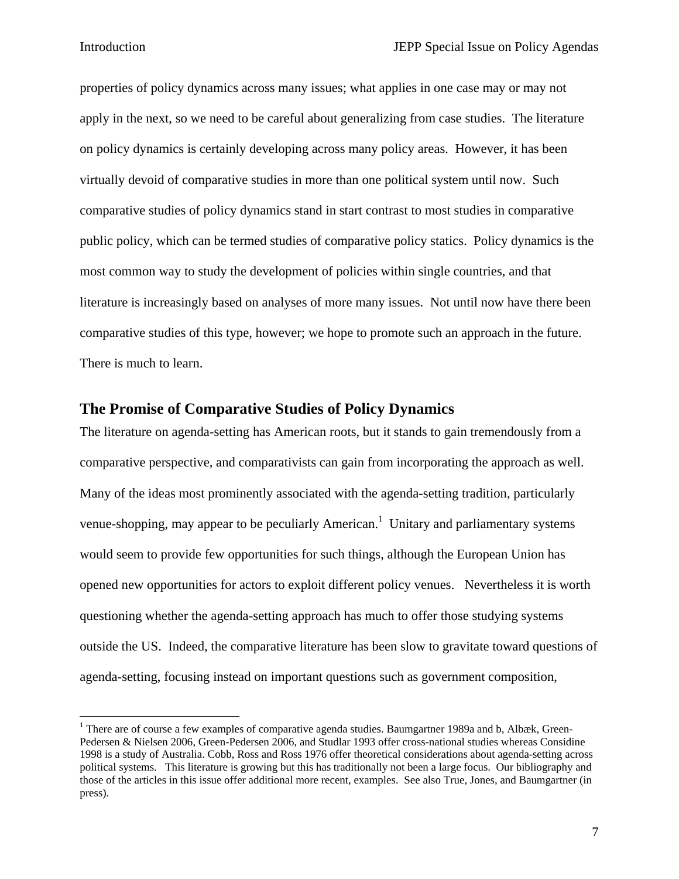properties of policy dynamics across many issues; what applies in one case may or may not apply in the next, so we need to be careful about generalizing from case studies. The literature on policy dynamics is certainly developing across many policy areas. However, it has been virtually devoid of comparative studies in more than one political system until now. Such comparative studies of policy dynamics stand in start contrast to most studies in comparative public policy, which can be termed studies of comparative policy statics. Policy dynamics is the most common way to study the development of policies within single countries, and that literature is increasingly based on analyses of more many issues. Not until now have there been comparative studies of this type, however; we hope to promote such an approach in the future. There is much to learn.

## The Promise of Comparative Studies of Policy Dynamics

The literature on agenda-setting has American roots, but it stands to gain tremendously from a comparative perspective, and comparativists can gain from incorporating the approach as well. Many of the ideas most prominently associated with the agenda-setting tradition, particularly venue-shopping, may appear to be peculiarly American.[1] Unitary and parliamentary systems would seem to provide few opportunities for such things, although the European Union has opened new opportunities for actors to exploit different policy venues. Nevertheless it is worth questioning whether the agenda-setting approach has much to offer those studying systems outside the US. Indeed, the comparative literature has been slow to gravitate toward questions of agenda-setting, focusing instead on important questions such as government composition,

[1] There are of course a few examples of comparative agenda studies. Baumgartner 1989a and b, Albæk, Green-Pedersen & Nielsen 2006, Green-Pedersen 2006, and Studlar 1993 offer cross-national studies whereas Considine 1998 is a study of Australia. Cobb, Ross and Ross 1976 offer theoretical considerations about agenda-setting across political systems. This literature is growing but this has traditionally not been a large focus. Our bibliography and those of the articles in this issue offer additional more recent, examples. See also True, Jones, and Baumgartner (in press).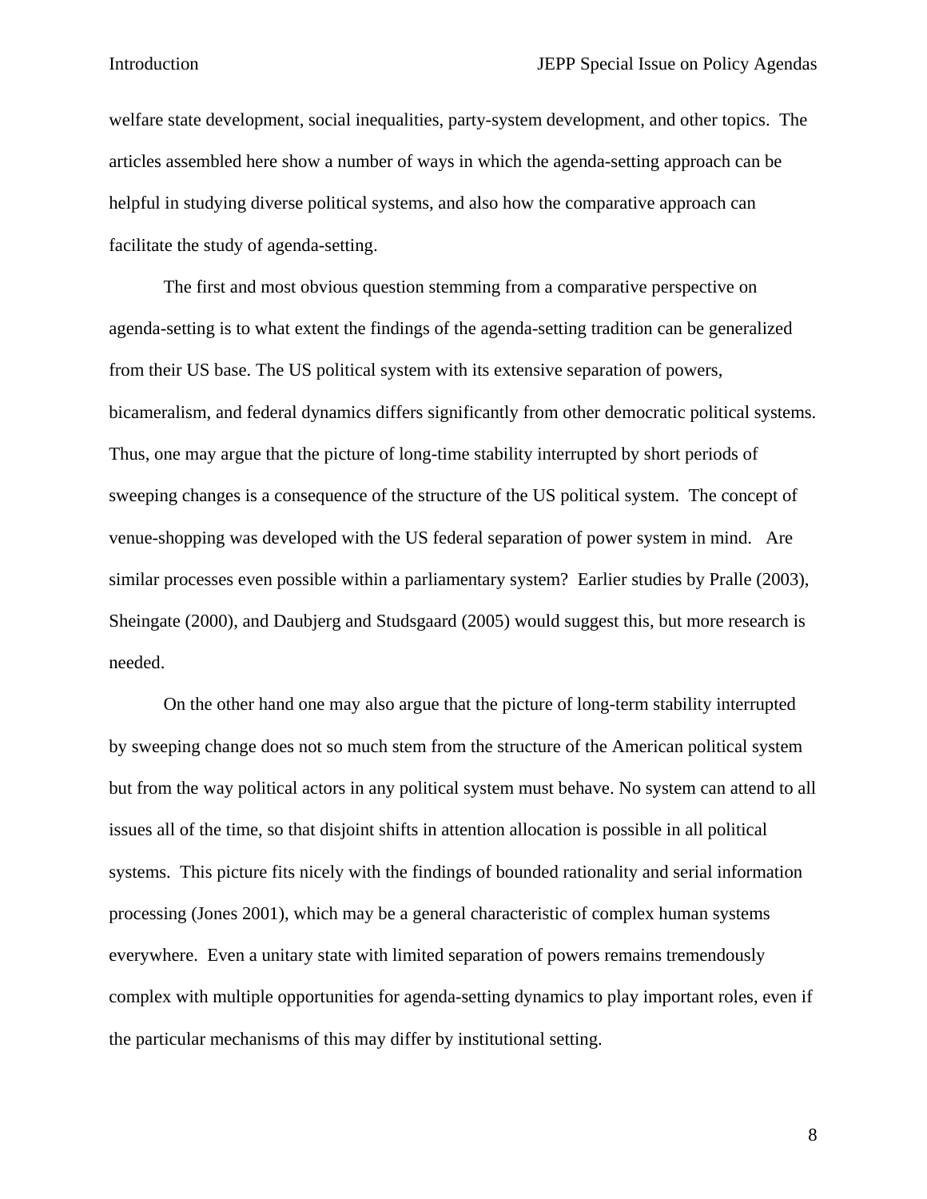welfare state development, social inequalities, party-system development, and other topics. The articles assembled here show a number of ways in which the agenda-setting approach can be helpful in studying diverse political systems, and also how the comparative approach can facilitate the study of agenda-setting.

The first and most obvious question stemming from a comparative perspective on agenda-setting is to what extent the findings of the agenda-setting tradition can be generalized from their US base. The US political system with its extensive separation of powers, bicameralism, and federal dynamics differs significantly from other democratic political systems. Thus, one may argue that the picture of long-time stability interrupted by short periods of sweeping changes is a consequence of the structure of the US political system. The concept of venue-shopping was developed with the US federal separation of power system in mind. Are similar processes even possible within a parliamentary system? Earlier studies by Pralle (2003), Sheingate (2000), and Daubjerg and Studsgaard (2005) would suggest this, but more research is needed.

On the other hand one may also argue that the picture of long-term stability interrupted by sweeping change does not so much stem from the structure of the American political system but from the way political actors in any political system must behave. No system can attend to all issues all of the time, so that disjoint shifts in attention allocation is possible in all political systems. This picture fits nicely with the findings of bounded rationality and serial information processing (Jones 2001), which may be a general characteristic of complex human systems everywhere. Even a unitary state with limited separation of powers remains tremendously complex with multiple opportunities for agenda-setting dynamics to play important roles, even if the particular mechanisms of this may differ by institutional setting.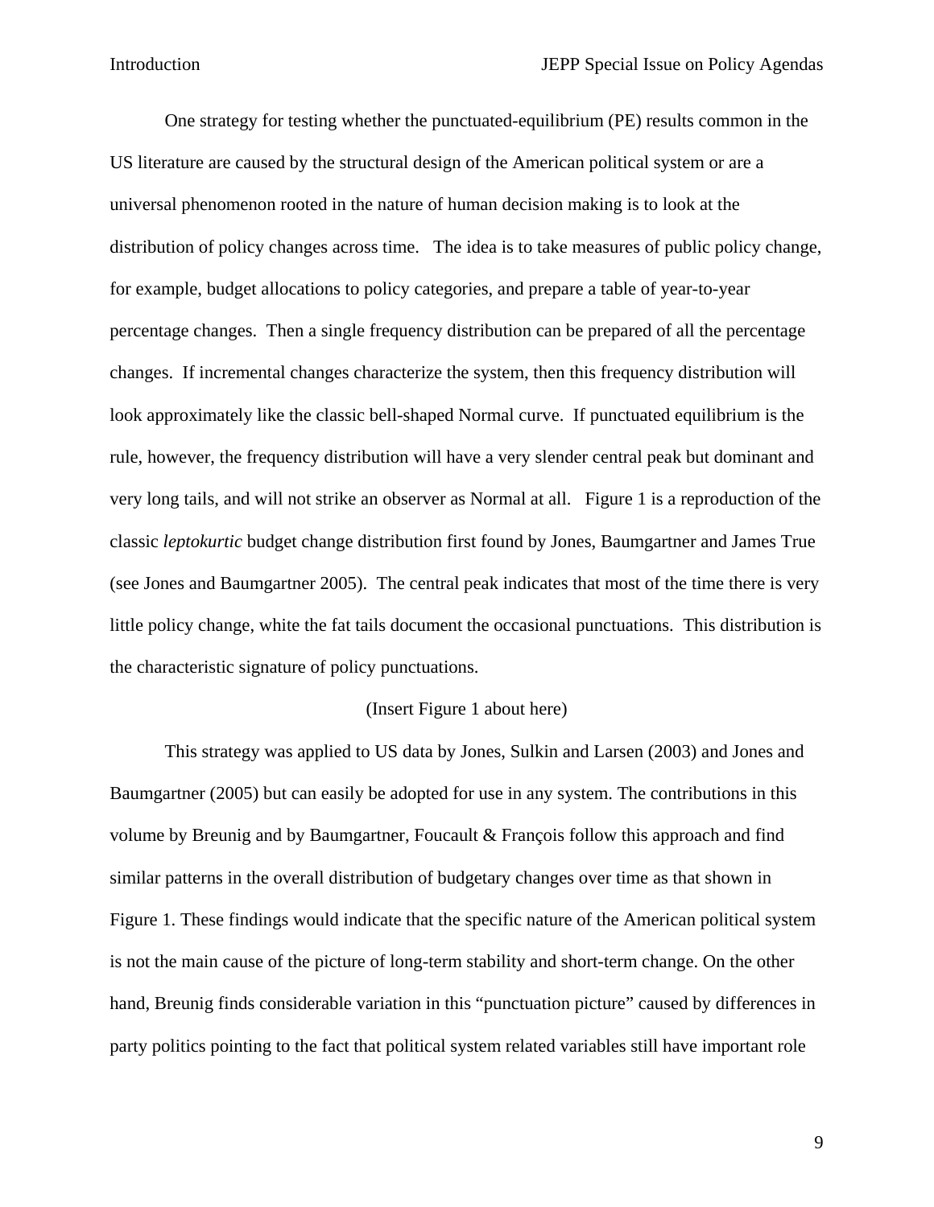One strategy for testing whether the punctuated-equilibrium (PE) results common in the US literature are caused by the structural design of the American political system or are a universal phenomenon rooted in the nature of human decision making is to look at the distribution of policy changes across time. The idea is to take measures of public policy change, for example, budget allocations to policy categories, and prepare a table of year-to-year percentage changes. Then a single frequency distribution can be prepared of all the percentage changes. If incremental changes characterize the system, then this frequency distribution will look approximately like the classic bell-shaped Normal curve. If punctuated equilibrium is the rule, however, the frequency distribution will have a very slender central peak but dominant and very long tails, and will not strike an observer as Normal at all. Figure 1 is a reproduction of the classic *leptokurtic* budget change distribution first found by Jones, Baumgartner and James True (see Jones and Baumgartner 2005). The central peak indicates that most of the time there is very little policy change, white the fat tails document the occasional punctuations. This distribution is the characteristic signature of policy punctuations.

(Insert Figure 1 about here)

This strategy was applied to US data by Jones, Sulkin and Larsen (2003) and Jones and Baumgartner (2005) but can easily be adopted for use in any system. The contributions in this volume by Breunig and by Baumgartner, Foucault & François follow this approach and find similar patterns in the overall distribution of budgetary changes over time as that shown in Figure 1. These findings would indicate that the specific nature of the American political system is not the main cause of the picture of long-term stability and short-term change. On the other hand, Breunig finds considerable variation in this “punctuation picture” caused by differences in party politics pointing to the fact that political system related variables still have important role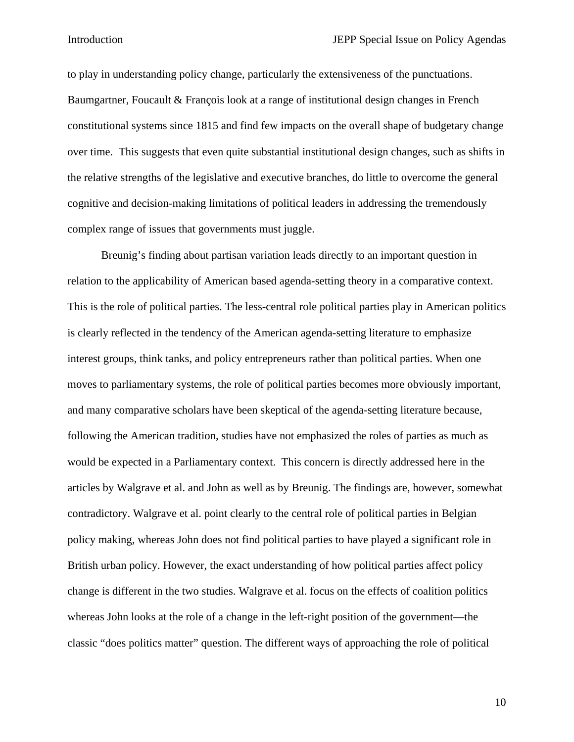to play in understanding policy change, particularly the extensiveness of the punctuations. Baumgartner, Foucault & François look at a range of institutional design changes in French constitutional systems since 1815 and find few impacts on the overall shape of budgetary change over time. This suggests that even quite substantial institutional design changes, such as shifts in the relative strengths of the legislative and executive branches, do little to overcome the general cognitive and decision-making limitations of political leaders in addressing the tremendously complex range of issues that governments must juggle.

Breunig's finding about partisan variation leads directly to an important question in relation to the applicability of American based agenda-setting theory in a comparative context. This is the role of political parties. The less-central role political parties play in American politics is clearly reflected in the tendency of the American agenda-setting literature to emphasize interest groups, think tanks, and policy entrepreneurs rather than political parties. When one moves to parliamentary systems, the role of political parties becomes more obviously important, and many comparative scholars have been skeptical of the agenda-setting literature because, following the American tradition, studies have not emphasized the roles of parties as much as would be expected in a Parliamentary context. This concern is directly addressed here in the articles by Walgrave et al. and John as well as by Breunig. The findings are, however, somewhat contradictory. Walgrave et al. point clearly to the central role of political parties in Belgian policy making, whereas John does not find political parties to have played a significant role in British urban policy. However, the exact understanding of how political parties affect policy change is different in the two studies. Walgrave et al. focus on the effects of coalition politics whereas John looks at the role of a change in the left-right position of the government—the classic "does politics matter" question. The different ways of approaching the role of political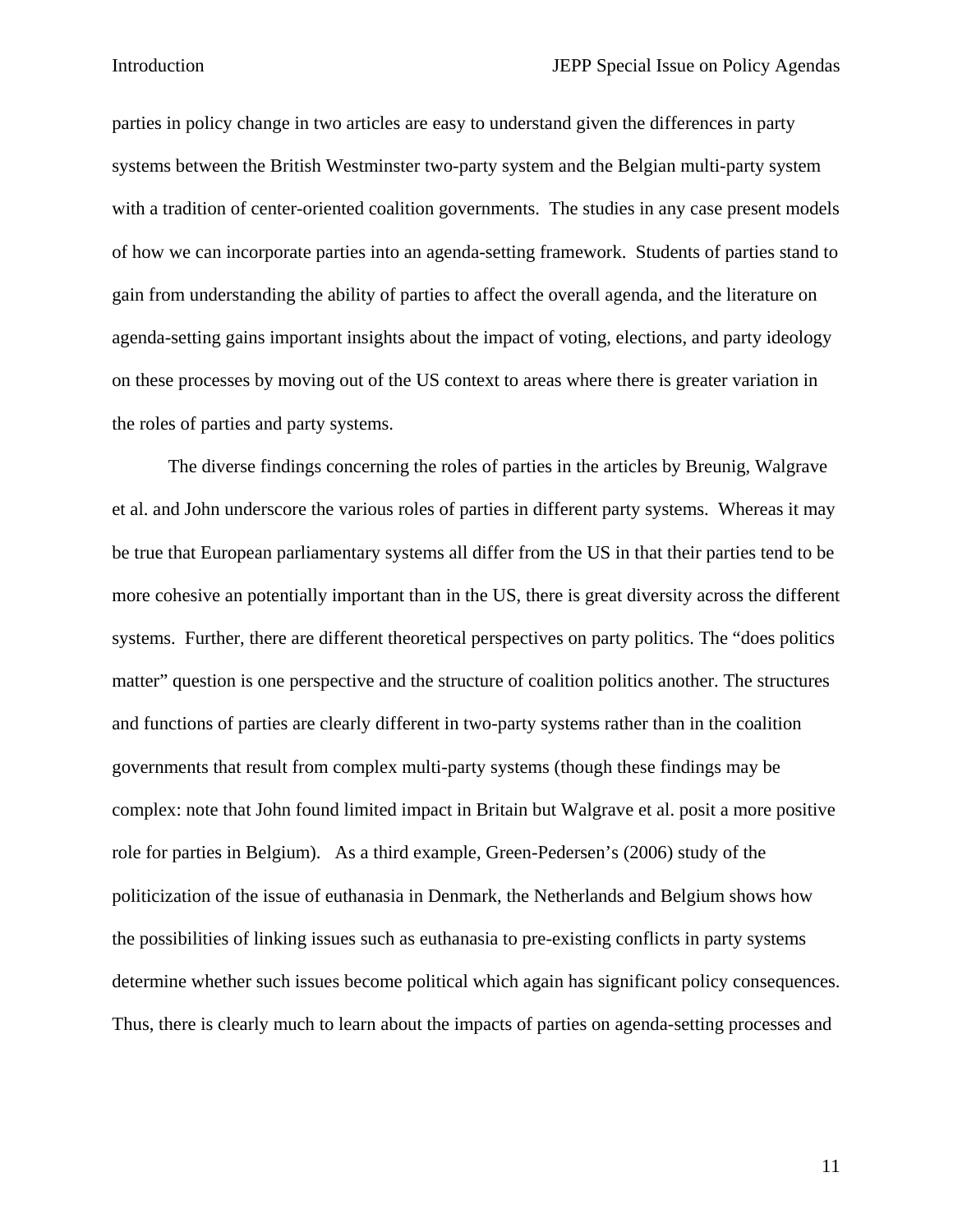parties in policy change in two articles are easy to understand given the differences in party systems between the British Westminster two-party system and the Belgian multi-party system with a tradition of center-oriented coalition governments. The studies in any case present models of how we can incorporate parties into an agenda-setting framework. Students of parties stand to gain from understanding the ability of parties to affect the overall agenda, and the literature on agenda-setting gains important insights about the impact of voting, elections, and party ideology on these processes by moving out of the US context to areas where there is greater variation in the roles of parties and party systems.

The diverse findings concerning the roles of parties in the articles by Breunig, Walgrave et al. and John underscore the various roles of parties in different party systems. Whereas it may be true that European parliamentary systems all differ from the US in that their parties tend to be more cohesive an potentially important than in the US, there is great diversity across the different systems. Further, there are different theoretical perspectives on party politics. The "does politics matter" question is one perspective and the structure of coalition politics another. The structures and functions of parties are clearly different in two-party systems rather than in the coalition governments that result from complex multi-party systems (though these findings may be complex: note that John found limited impact in Britain but Walgrave et al. posit a more positive role for parties in Belgium). As a third example, Green-Pedersen's (2006) study of the politicization of the issue of euthanasia in Denmark, the Netherlands and Belgium shows how the possibilities of linking issues such as euthanasia to pre-existing conflicts in party systems determine whether such issues become political which again has significant policy consequences. Thus, there is clearly much to learn about the impacts of parties on agenda-setting processes and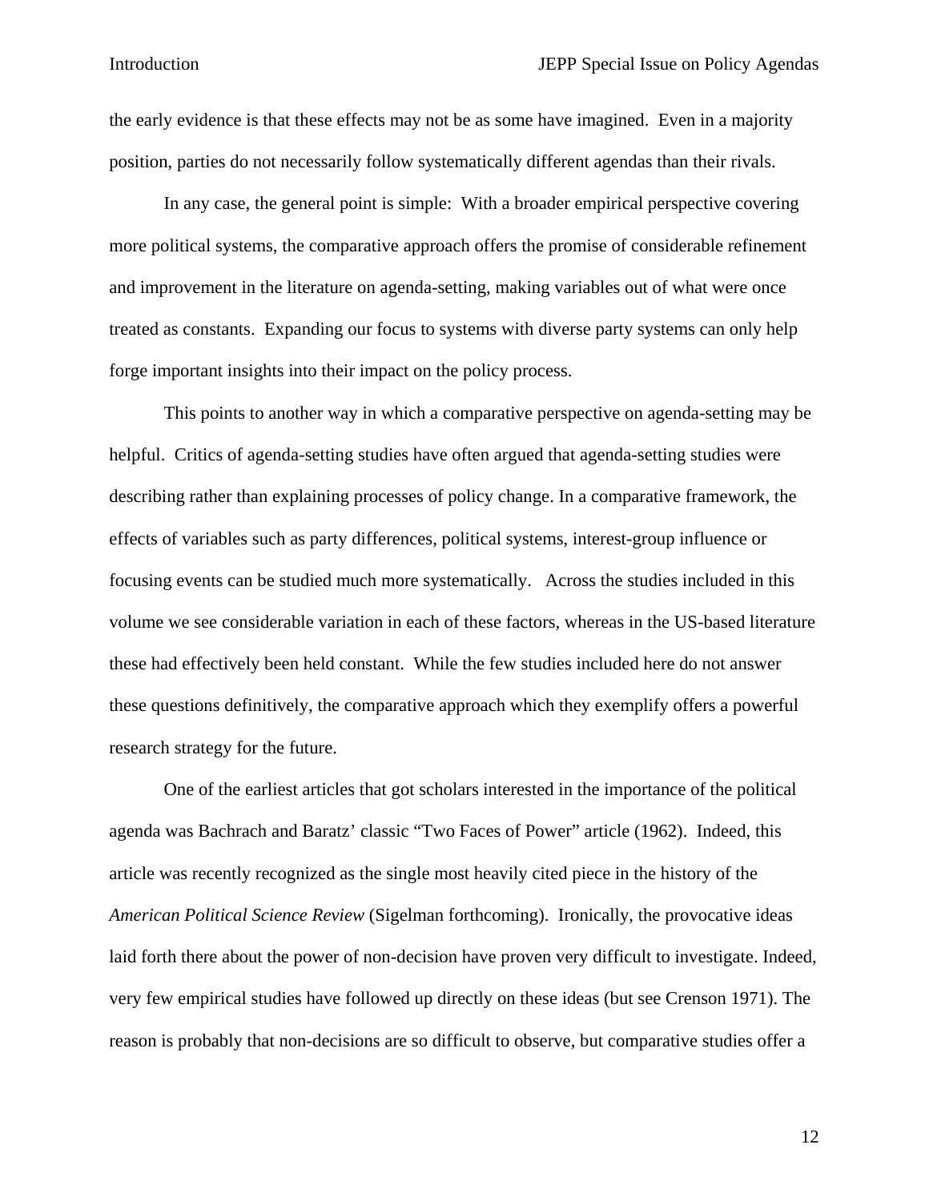the early evidence is that these effects may not be as some have imagined. Even in a majority position, parties do not necessarily follow systematically different agendas than their rivals.

In any case, the general point is simple: With a broader empirical perspective covering more political systems, the comparative approach offers the promise of considerable refinement and improvement in the literature on agenda-setting, making variables out of what were once treated as constants. Expanding our focus to systems with diverse party systems can only help forge important insights into their impact on the policy process.

This points to another way in which a comparative perspective on agenda-setting may be helpful. Critics of agenda-setting studies have often argued that agenda-setting studies were describing rather than explaining processes of policy change. In a comparative framework, the effects of variables such as party differences, political systems, interest-group influence or focusing events can be studied much more systematically. Across the studies included in this volume we see considerable variation in each of these factors, whereas in the US-based literature these had effectively been held constant. While the few studies included here do not answer these questions definitively, the comparative approach which they exemplify offers a powerful research strategy for the future.

One of the earliest articles that got scholars interested in the importance of the political agenda was Bachrach and Baratz' classic "Two Faces of Power" article (1962). Indeed, this article was recently recognized as the single most heavily cited piece in the history of the *American Political Science Review* (Sigelman forthcoming). Ironically, the provocative ideas laid forth there about the power of non-decision have proven very difficult to investigate. Indeed, very few empirical studies have followed up directly on these ideas (but see Crenson 1971). The reason is probably that non-decisions are so difficult to observe, but comparative studies offer a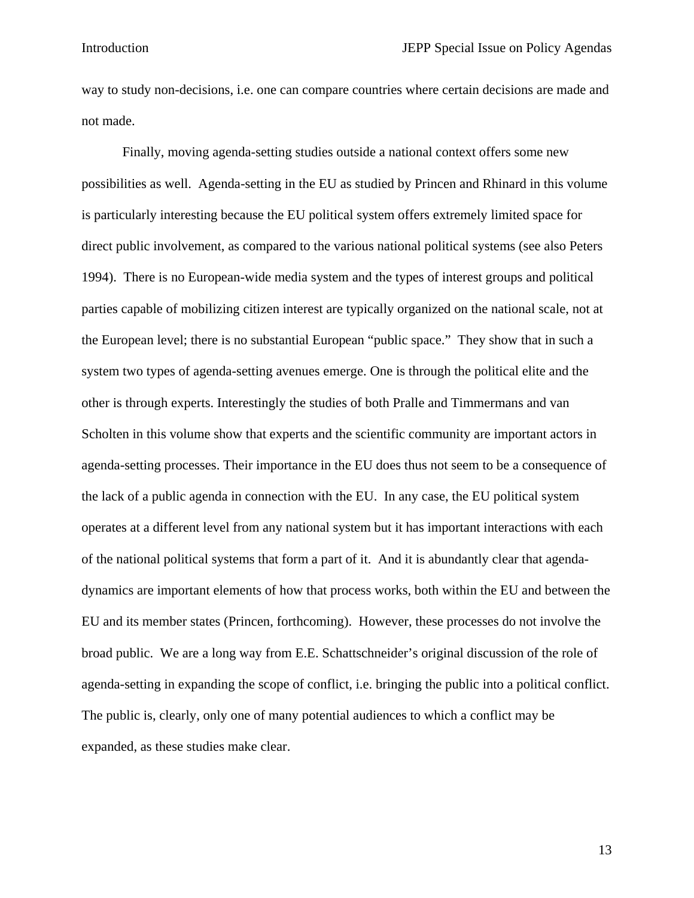way to study non-decisions, i.e. one can compare countries where certain decisions are made and not made.

Finally, moving agenda-setting studies outside a national context offers some new possibilities as well. Agenda-setting in the EU as studied by Princen and Rhinard in this volume is particularly interesting because the EU political system offers extremely limited space for direct public involvement, as compared to the various national political systems (see also Peters 1994). There is no European-wide media system and the types of interest groups and political parties capable of mobilizing citizen interest are typically organized on the national scale, not at the European level; there is no substantial European "public space." They show that in such a system two types of agenda-setting avenues emerge. One is through the political elite and the other is through experts. Interestingly the studies of both Pralle and Timmermans and van Scholten in this volume show that experts and the scientific community are important actors in agenda-setting processes. Their importance in the EU does thus not seem to be a consequence of the lack of a public agenda in connection with the EU. In any case, the EU political system operates at a different level from any national system but it has important interactions with each of the national political systems that form a part of it. And it is abundantly clear that agenda-dynamics are important elements of how that process works, both within the EU and between the EU and its member states (Princen, forthcoming). However, these processes do not involve the broad public. We are a long way from E.E. Schattschneider's original discussion of the role of agenda-setting in expanding the scope of conflict, i.e. bringing the public into a political conflict. The public is, clearly, only one of many potential audiences to which a conflict may be expanded, as these studies make clear.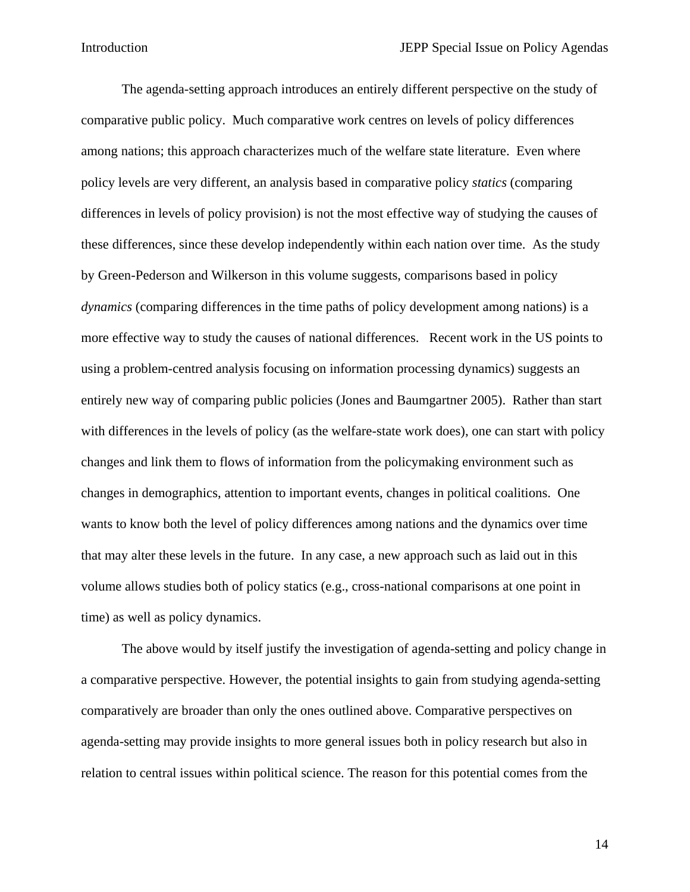The agenda-setting approach introduces an entirely different perspective on the study of comparative public policy. Much comparative work centres on levels of policy differences among nations; this approach characterizes much of the welfare state literature. Even where policy levels are very different, an analysis based in comparative policy *statics* (comparing differences in levels of policy provision) is not the most effective way of studying the causes of these differences, since these develop independently within each nation over time. As the study by Green-Pederson and Wilkerson in this volume suggests, comparisons based in policy *dynamics* (comparing differences in the time paths of policy development among nations) is a more effective way to study the causes of national differences. Recent work in the US points to using a problem-centred analysis focusing on information processing dynamics) suggests an entirely new way of comparing public policies (Jones and Baumgartner 2005). Rather than start with differences in the levels of policy (as the welfare-state work does), one can start with policy changes and link them to flows of information from the policymaking environment such as changes in demographics, attention to important events, changes in political coalitions. One wants to know both the level of policy differences among nations and the dynamics over time that may alter these levels in the future. In any case, a new approach such as laid out in this volume allows studies both of policy statics (e.g., cross-national comparisons at one point in time) as well as policy dynamics.

The above would by itself justify the investigation of agenda-setting and policy change in a comparative perspective. However, the potential insights to gain from studying agenda-setting comparatively are broader than only the ones outlined above. Comparative perspectives on agenda-setting may provide insights to more general issues both in policy research but also in relation to central issues within political science. The reason for this potential comes from the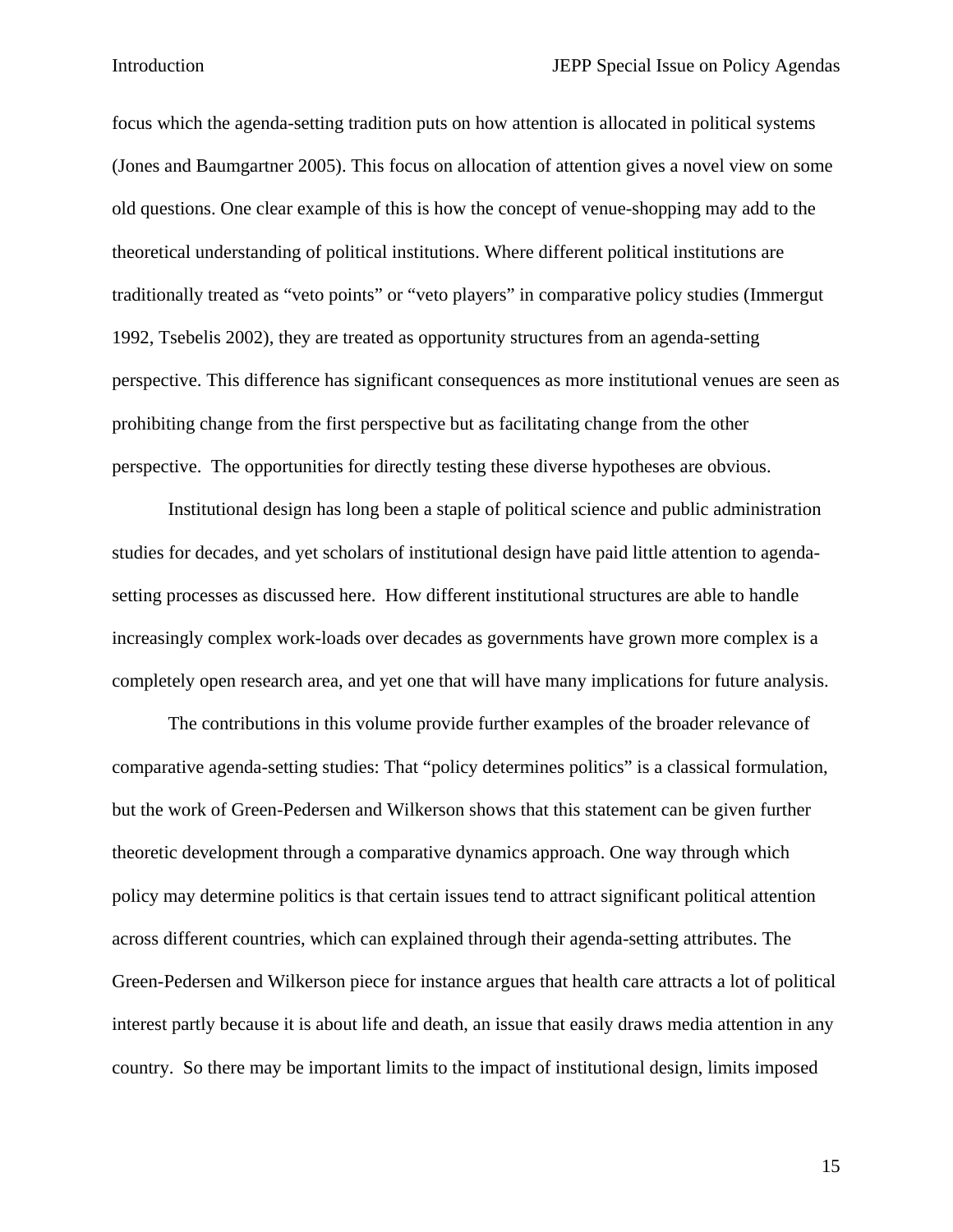focus which the agenda-setting tradition puts on how attention is allocated in political systems (Jones and Baumgartner 2005). This focus on allocation of attention gives a novel view on some old questions. One clear example of this is how the concept of venue-shopping may add to the theoretical understanding of political institutions. Where different political institutions are traditionally treated as "veto points" or "veto players" in comparative policy studies (Immergut 1992, Tsebelis 2002), they are treated as opportunity structures from an agenda-setting perspective. This difference has significant consequences as more institutional venues are seen as prohibiting change from the first perspective but as facilitating change from the other perspective. The opportunities for directly testing these diverse hypotheses are obvious.

Institutional design has long been a staple of political science and public administration studies for decades, and yet scholars of institutional design have paid little attention to agenda-setting processes as discussed here. How different institutional structures are able to handle increasingly complex work-loads over decades as governments have grown more complex is a completely open research area, and yet one that will have many implications for future analysis.

The contributions in this volume provide further examples of the broader relevance of comparative agenda-setting studies: That "policy determines politics" is a classical formulation, but the work of Green-Pedersen and Wilkerson shows that this statement can be given further theoretic development through a comparative dynamics approach. One way through which policy may determine politics is that certain issues tend to attract significant political attention across different countries, which can explained through their agenda-setting attributes. The Green-Pedersen and Wilkerson piece for instance argues that health care attracts a lot of political interest partly because it is about life and death, an issue that easily draws media attention in any country. So there may be important limits to the impact of institutional design, limits imposed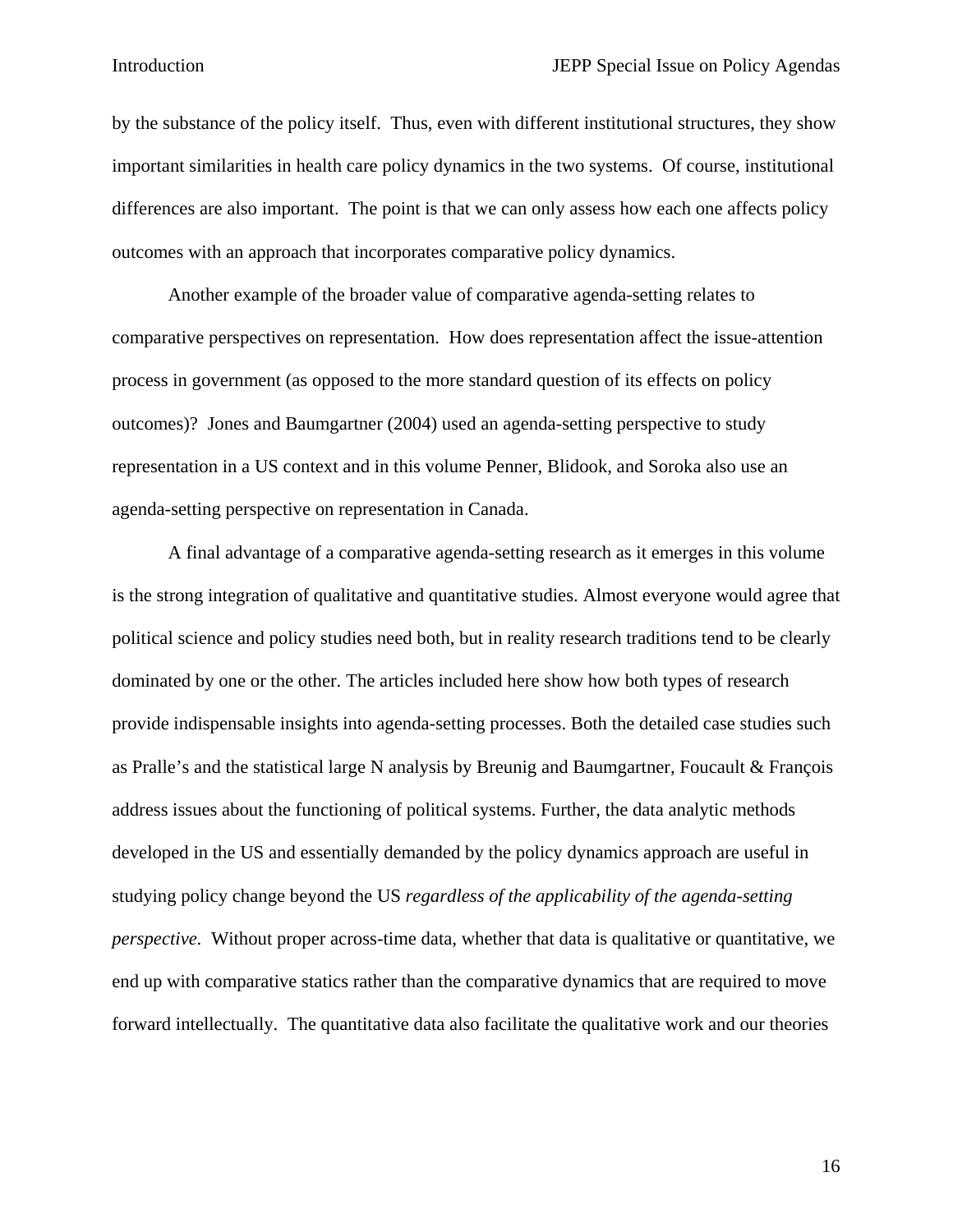by the substance of the policy itself. Thus, even with different institutional structures, they show important similarities in health care policy dynamics in the two systems. Of course, institutional differences are also important. The point is that we can only assess how each one affects policy outcomes with an approach that incorporates comparative policy dynamics.

Another example of the broader value of comparative agenda-setting relates to comparative perspectives on representation. How does representation affect the issue-attention process in government (as opposed to the more standard question of its effects on policy outcomes)? Jones and Baumgartner (2004) used an agenda-setting perspective to study representation in a US context and in this volume Penner, Blidook, and Soroka also use an agenda-setting perspective on representation in Canada.

A final advantage of a comparative agenda-setting research as it emerges in this volume is the strong integration of qualitative and quantitative studies. Almost everyone would agree that political science and policy studies need both, but in reality research traditions tend to be clearly dominated by one or the other. The articles included here show how both types of research provide indispensable insights into agenda-setting processes. Both the detailed case studies such as Pralle's and the statistical large N analysis by Breunig and Baumgartner, Foucault & François address issues about the functioning of political systems. Further, the data analytic methods developed in the US and essentially demanded by the policy dynamics approach are useful in studying policy change beyond the US *regardless of the applicability of the agenda-setting perspective.* Without proper across-time data, whether that data is qualitative or quantitative, we end up with comparative statics rather than the comparative dynamics that are required to move forward intellectually. The quantitative data also facilitate the qualitative work and our theories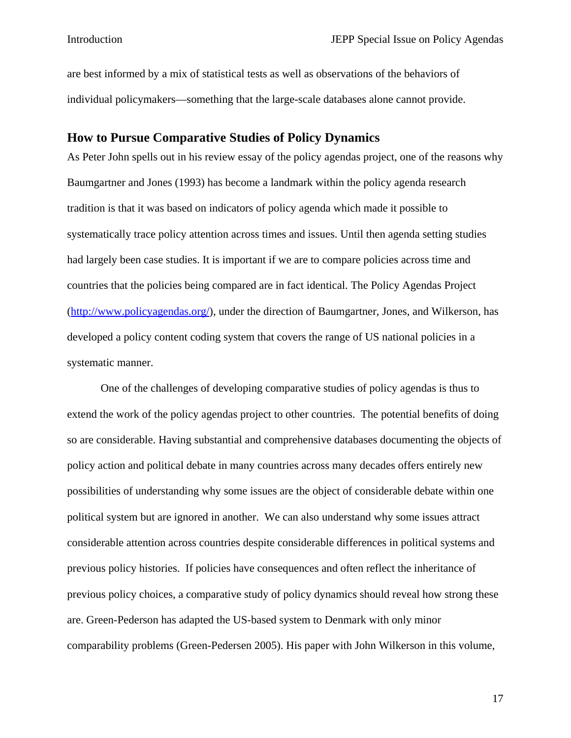are best informed by a mix of statistical tests as well as observations of the behaviors of individual policymakers—something that the large-scale databases alone cannot provide.

## How to Pursue Comparative Studies of Policy Dynamics

As Peter John spells out in his review essay of the policy agendas project, one of the reasons why Baumgartner and Jones (1993) has become a landmark within the policy agenda research tradition is that it was based on indicators of policy agenda which made it possible to systematically trace policy attention across times and issues. Until then agenda setting studies had largely been case studies. It is important if we are to compare policies across time and countries that the policies being compared are in fact identical. The Policy Agendas Project (http://www.policyagendas.org/), under the direction of Baumgartner, Jones, and Wilkerson, has developed a policy content coding system that covers the range of US national policies in a systematic manner.

One of the challenges of developing comparative studies of policy agendas is thus to extend the work of the policy agendas project to other countries. The potential benefits of doing so are considerable. Having substantial and comprehensive databases documenting the objects of policy action and political debate in many countries across many decades offers entirely new possibilities of understanding why some issues are the object of considerable debate within one political system but are ignored in another. We can also understand why some issues attract considerable attention across countries despite considerable differences in political systems and previous policy histories. If policies have consequences and often reflect the inheritance of previous policy choices, a comparative study of policy dynamics should reveal how strong these are. Green-Pederson has adapted the US-based system to Denmark with only minor comparability problems (Green-Pedersen 2005). His paper with John Wilkerson in this volume,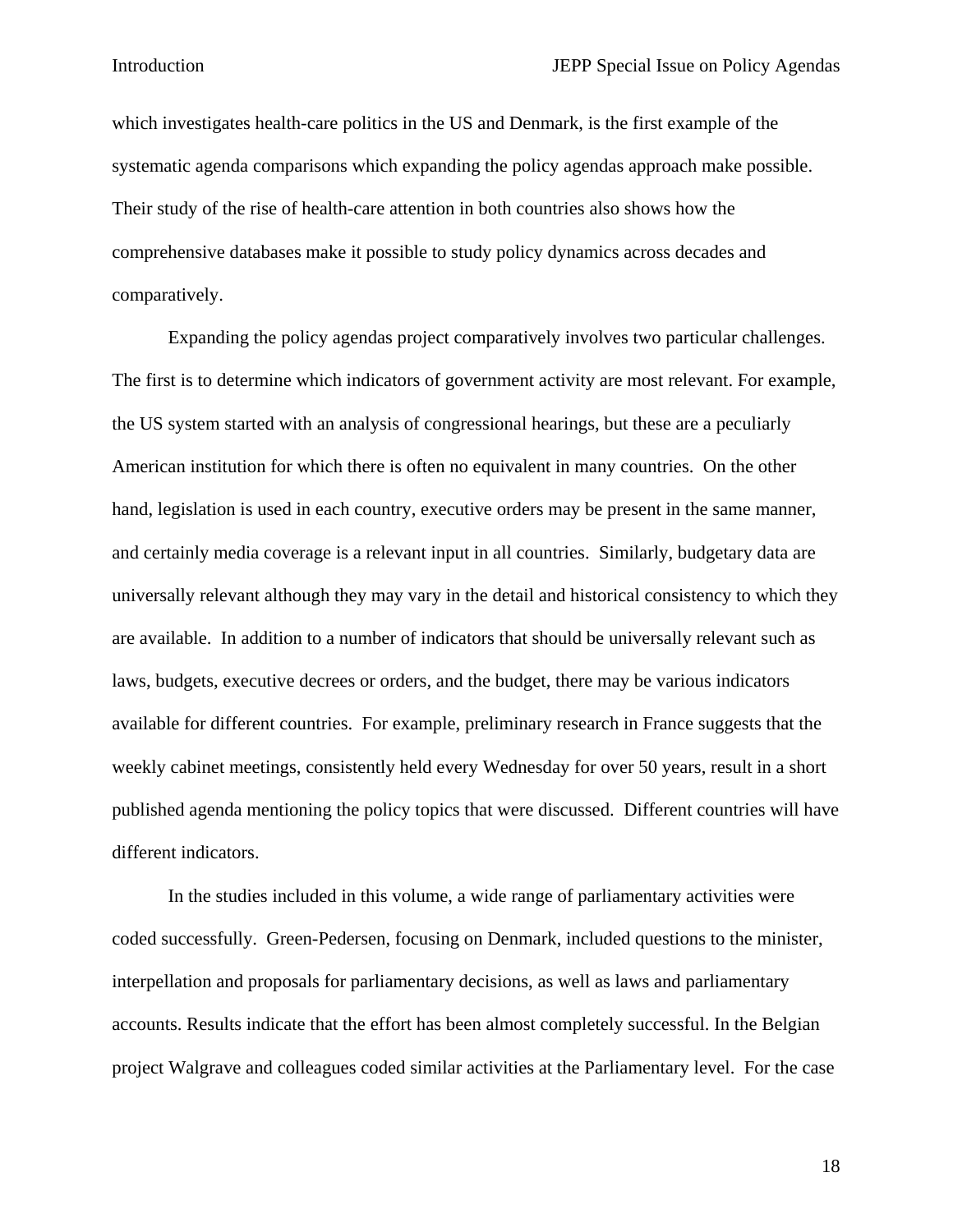which investigates health-care politics in the US and Denmark, is the first example of the systematic agenda comparisons which expanding the policy agendas approach make possible. Their study of the rise of health-care attention in both countries also shows how the comprehensive databases make it possible to study policy dynamics across decades and comparatively.

Expanding the policy agendas project comparatively involves two particular challenges. The first is to determine which indicators of government activity are most relevant. For example, the US system started with an analysis of congressional hearings, but these are a peculiarly American institution for which there is often no equivalent in many countries. On the other hand, legislation is used in each country, executive orders may be present in the same manner, and certainly media coverage is a relevant input in all countries. Similarly, budgetary data are universally relevant although they may vary in the detail and historical consistency to which they are available. In addition to a number of indicators that should be universally relevant such as laws, budgets, executive decrees or orders, and the budget, there may be various indicators available for different countries. For example, preliminary research in France suggests that the weekly cabinet meetings, consistently held every Wednesday for over 50 years, result in a short published agenda mentioning the policy topics that were discussed. Different countries will have different indicators.

In the studies included in this volume, a wide range of parliamentary activities were coded successfully. Green-Pedersen, focusing on Denmark, included questions to the minister, interpellation and proposals for parliamentary decisions, as well as laws and parliamentary accounts. Results indicate that the effort has been almost completely successful. In the Belgian project Walgrave and colleagues coded similar activities at the Parliamentary level. For the case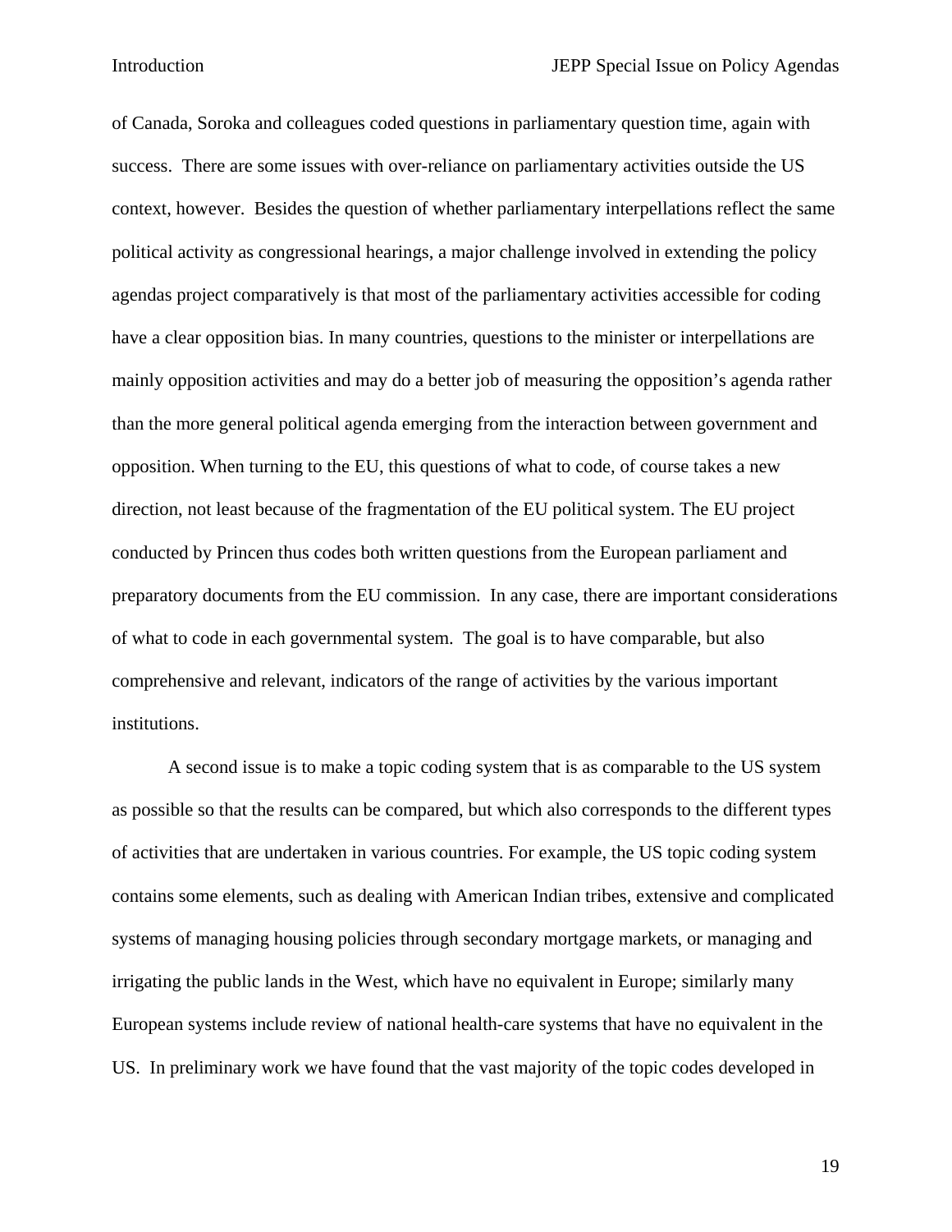of Canada, Soroka and colleagues coded questions in parliamentary question time, again with success. There are some issues with over-reliance on parliamentary activities outside the US context, however. Besides the question of whether parliamentary interpellations reflect the same political activity as congressional hearings, a major challenge involved in extending the policy agendas project comparatively is that most of the parliamentary activities accessible for coding have a clear opposition bias. In many countries, questions to the minister or interpellations are mainly opposition activities and may do a better job of measuring the opposition's agenda rather than the more general political agenda emerging from the interaction between government and opposition. When turning to the EU, this questions of what to code, of course takes a new direction, not least because of the fragmentation of the EU political system. The EU project conducted by Princen thus codes both written questions from the European parliament and preparatory documents from the EU commission. In any case, there are important considerations of what to code in each governmental system. The goal is to have comparable, but also comprehensive and relevant, indicators of the range of activities by the various important institutions.

A second issue is to make a topic coding system that is as comparable to the US system as possible so that the results can be compared, but which also corresponds to the different types of activities that are undertaken in various countries. For example, the US topic coding system contains some elements, such as dealing with American Indian tribes, extensive and complicated systems of managing housing policies through secondary mortgage markets, or managing and irrigating the public lands in the West, which have no equivalent in Europe; similarly many European systems include review of national health-care systems that have no equivalent in the US. In preliminary work we have found that the vast majority of the topic codes developed in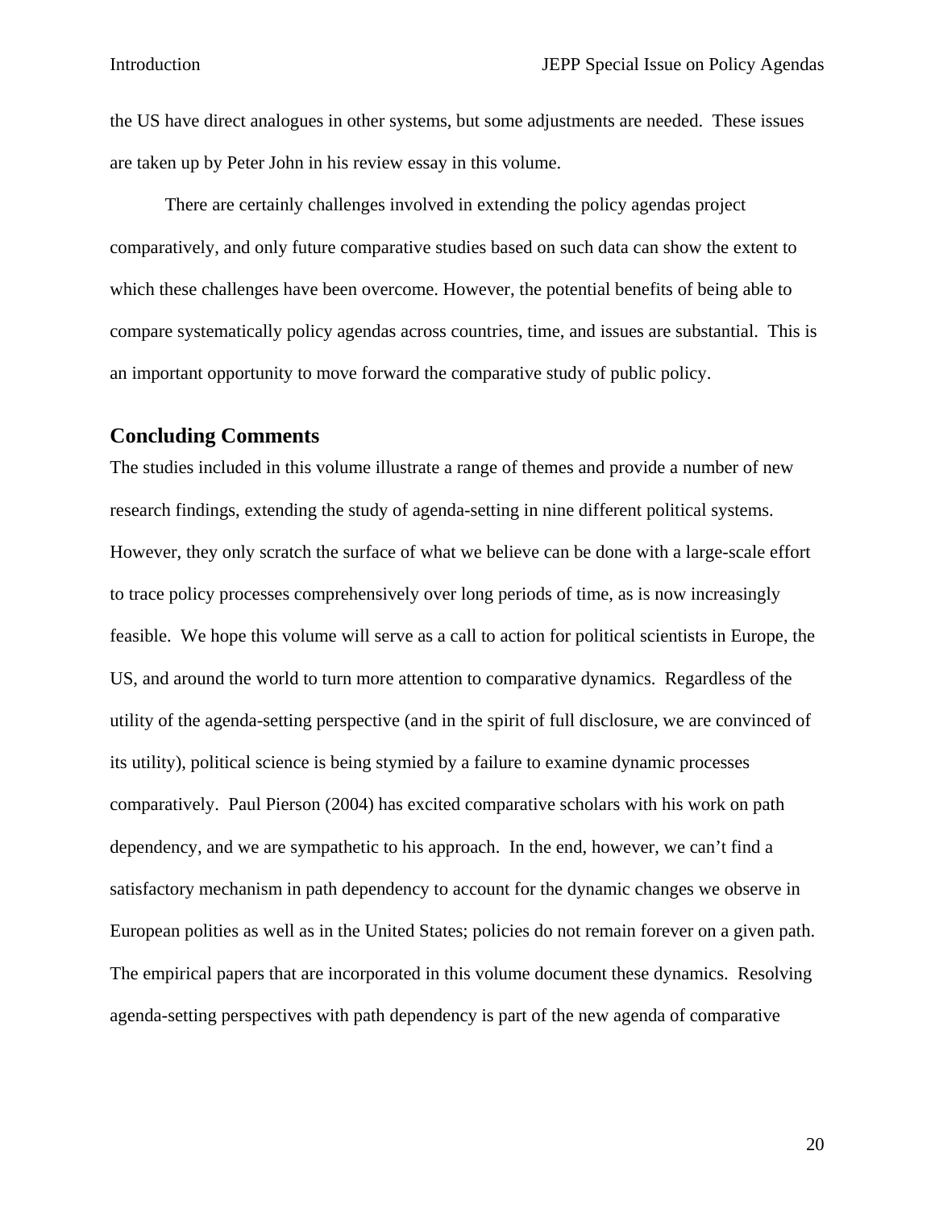the US have direct analogues in other systems, but some adjustments are needed. These issues are taken up by Peter John in his review essay in this volume.

There are certainly challenges involved in extending the policy agendas project comparatively, and only future comparative studies based on such data can show the extent to which these challenges have been overcome. However, the potential benefits of being able to compare systematically policy agendas across countries, time, and issues are substantial. This is an important opportunity to move forward the comparative study of public policy.

## Concluding Comments

The studies included in this volume illustrate a range of themes and provide a number of new research findings, extending the study of agenda-setting in nine different political systems. However, they only scratch the surface of what we believe can be done with a large-scale effort to trace policy processes comprehensively over long periods of time, as is now increasingly feasible. We hope this volume will serve as a call to action for political scientists in Europe, the US, and around the world to turn more attention to comparative dynamics. Regardless of the utility of the agenda-setting perspective (and in the spirit of full disclosure, we are convinced of its utility), political science is being stymied by a failure to examine dynamic processes comparatively. Paul Pierson (2004) has excited comparative scholars with his work on path dependency, and we are sympathetic to his approach. In the end, however, we can't find a satisfactory mechanism in path dependency to account for the dynamic changes we observe in European polities as well as in the United States; policies do not remain forever on a given path. The empirical papers that are incorporated in this volume document these dynamics. Resolving agenda-setting perspectives with path dependency is part of the new agenda of comparative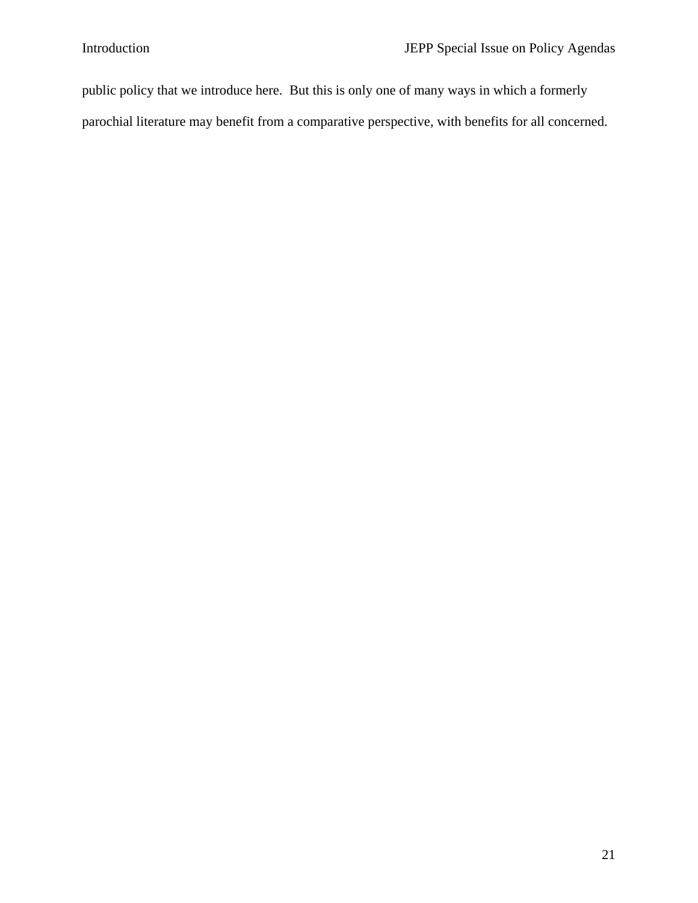public policy that we introduce here. But this is only one of many ways in which a formerly parochial literature may benefit from a comparative perspective, with benefits for all concerned.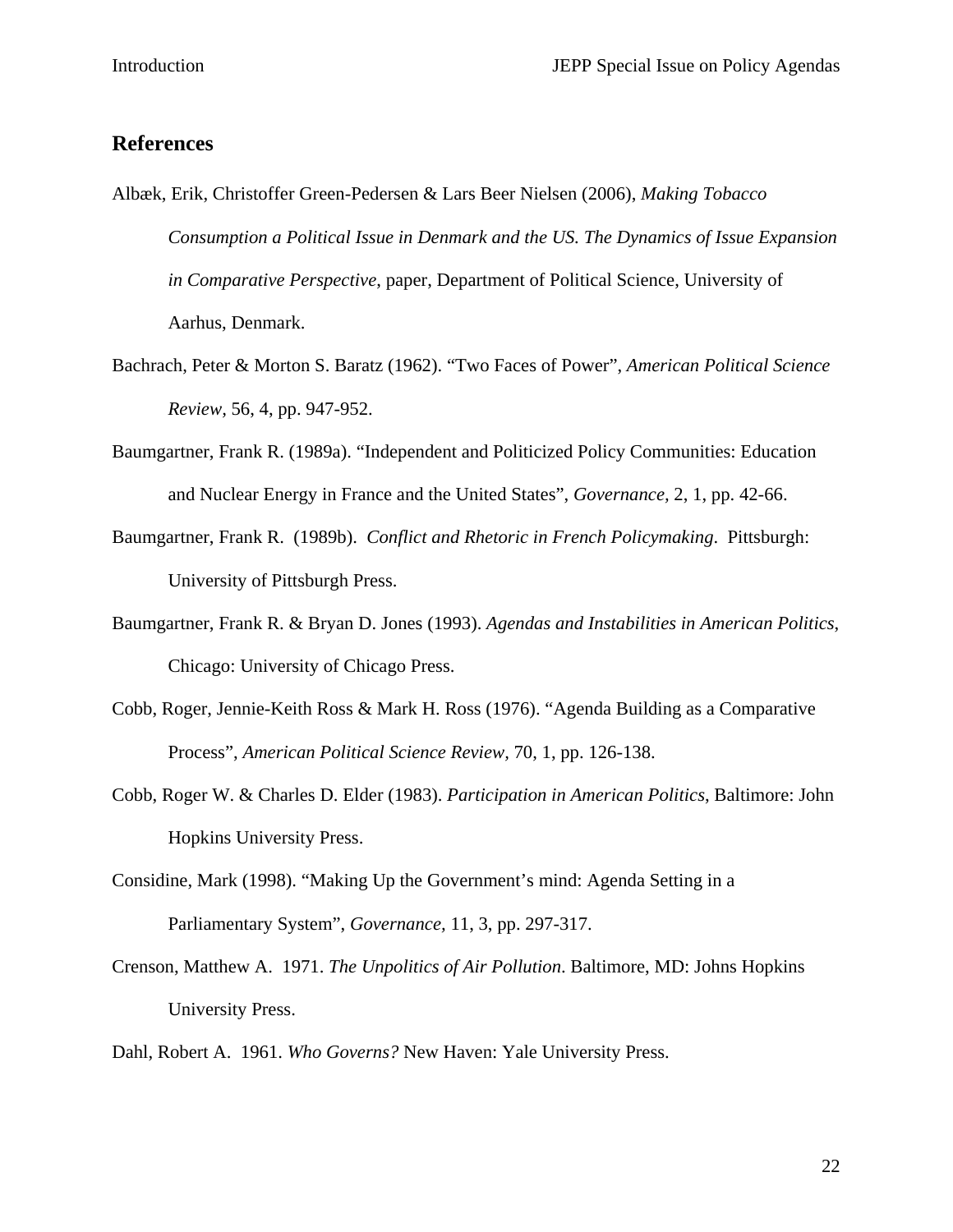## References

Albæk, Erik, Christoffer Green-Pedersen & Lars Beer Nielsen (2006), *Making Tobacco Consumption a Political Issue in Denmark and the US. The Dynamics of Issue Expansion in Comparative Perspective*, paper, Department of Political Science, University of Aarhus, Denmark.

Bachrach, Peter & Morton S. Baratz (1962). "Two Faces of Power", *American Political Science Review*, 56, 4, pp. 947-952.

Baumgartner, Frank R. (1989a). "Independent and Politicized Policy Communities: Education and Nuclear Energy in France and the United States", *Governance*, 2, 1, pp. 42-66.

Baumgartner, Frank R. (1989b). *Conflict and Rhetoric in French Policymaking*. Pittsburgh: University of Pittsburgh Press.

Baumgartner, Frank R. & Bryan D. Jones (1993). *Agendas and Instabilities in American Politics*, Chicago: University of Chicago Press.

Cobb, Roger, Jennie-Keith Ross & Mark H. Ross (1976). "Agenda Building as a Comparative Process", *American Political Science Review*, 70, 1, pp. 126-138.

Cobb, Roger W. & Charles D. Elder (1983). *Participation in American Politics*, Baltimore: John Hopkins University Press.

Considine, Mark (1998). "Making Up the Government's mind: Agenda Setting in a Parliamentary System", *Governance*, 11, 3, pp. 297-317.

Crenson, Matthew A. 1971. *The Unpolitics of Air Pollution*. Baltimore, MD: Johns Hopkins University Press.

Dahl, Robert A. 1961. *Who Governs?* New Haven: Yale University Press.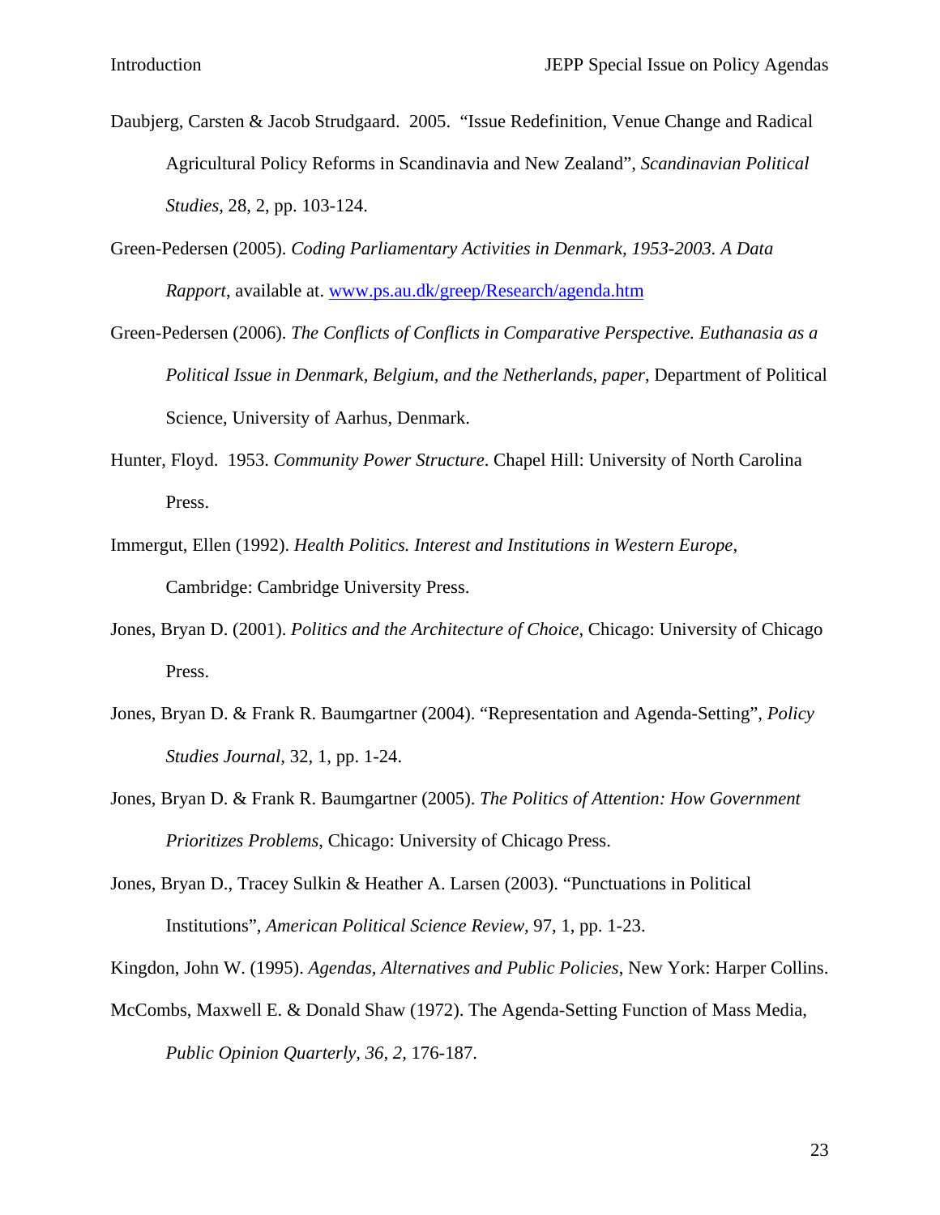Daubjerg, Carsten & Jacob Strudgaard. 2005. "Issue Redefinition, Venue Change and Radical Agricultural Policy Reforms in Scandinavia and New Zealand", *Scandinavian Political Studies*, 28, 2, pp. 103-124.

Green-Pedersen (2005). *Coding Parliamentary Activities in Denmark, 1953-2003. A Data Rapport*, available at. www.ps.au.dk/greep/Research/agenda.htm

Green-Pedersen (2006). *The Conflicts of Conflicts in Comparative Perspective. Euthanasia as a Political Issue in Denmark, Belgium, and the Netherlands, paper*, Department of Political Science, University of Aarhus, Denmark.

Hunter, Floyd. 1953. *Community Power Structure*. Chapel Hill: University of North Carolina Press.

Immergut, Ellen (1992). *Health Politics. Interest and Institutions in Western Europe*, Cambridge: Cambridge University Press.

Jones, Bryan D. (2001). *Politics and the Architecture of Choice,* Chicago: University of Chicago Press.

Jones, Bryan D. & Frank R. Baumgartner (2004). "Representation and Agenda-Setting", *Policy Studies Journal*, 32, 1, pp. 1-24.

Jones, Bryan D. & Frank R. Baumgartner (2005). *The Politics of Attention: How Government Prioritizes Problems*, Chicago: University of Chicago Press.

Jones, Bryan D., Tracey Sulkin & Heather A. Larsen (2003). "Punctuations in Political Institutions", *American Political Science Review,* 97, 1, pp. 1-23.

Kingdon, John W. (1995). *Agendas, Alternatives and Public Policies*, New York: Harper Collins.

McCombs, Maxwell E. & Donald Shaw (1972). The Agenda-Setting Function of Mass Media, *Public Opinion Quarterly, 36, 2,* 176-187.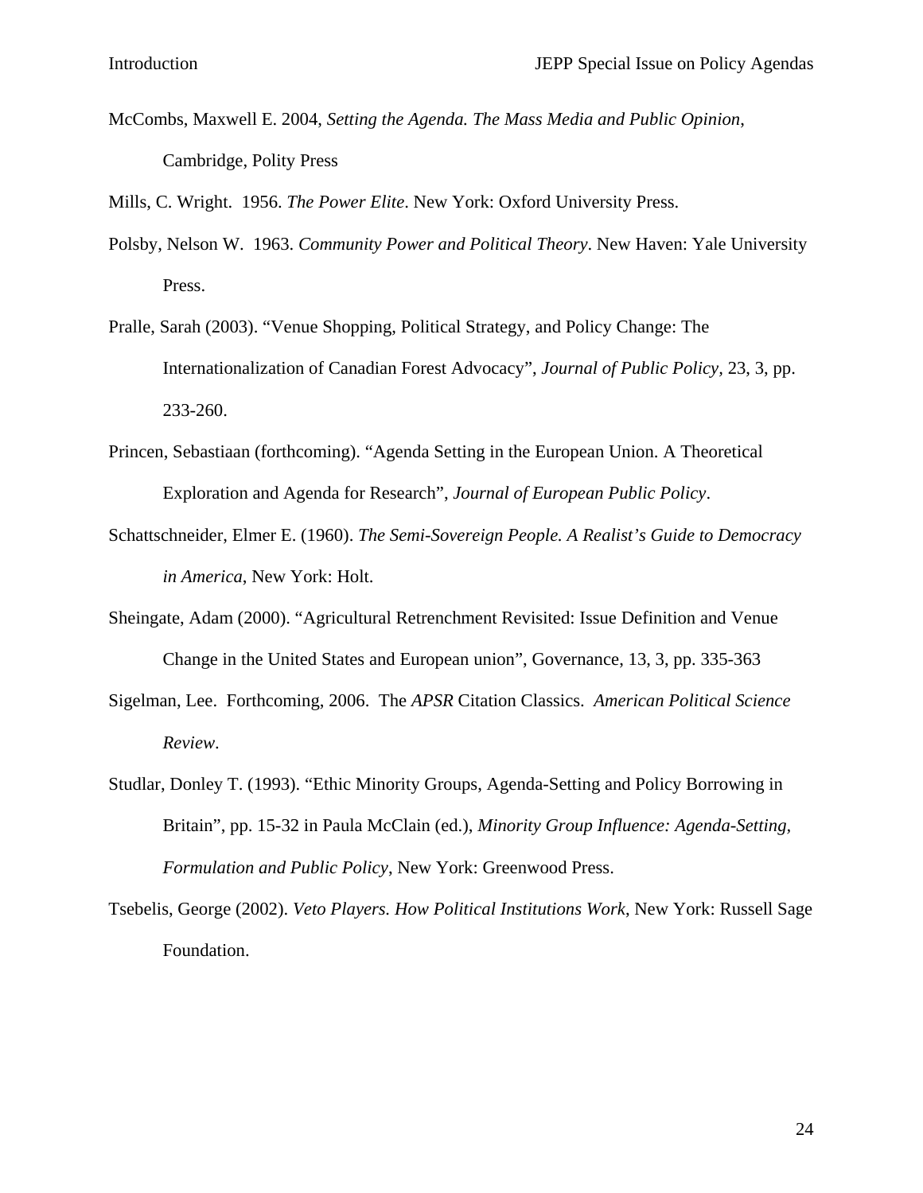McCombs, Maxwell E. 2004, *Setting the Agenda. The Mass Media and Public Opinion*, Cambridge, Polity Press

Mills, C. Wright.  1956. *The Power Elite*. New York: Oxford University Press.

Polsby, Nelson W.  1963. *Community Power and Political Theory*. New Haven: Yale University Press.

Pralle, Sarah (2003). "Venue Shopping, Political Strategy, and Policy Change: The Internationalization of Canadian Forest Advocacy", *Journal of Public Policy*, 23, 3, pp. 233-260.

Princen, Sebastiaan (forthcoming). "Agenda Setting in the European Union. A Theoretical Exploration and Agenda for Research", *Journal of European Public Policy*.

Schattschneider, Elmer E. (1960). *The Semi-Sovereign People. A Realist's Guide to Democracy in America*, New York: Holt.

Sheingate, Adam (2000). "Agricultural Retrenchment Revisited: Issue Definition and Venue Change in the United States and European union", Governance, 13, 3, pp. 335-363

Sigelman, Lee.  Forthcoming, 2006.  The *APSR* Citation Classics.  *American Political Science Review*.

Studlar, Donley T. (1993). "Ethic Minority Groups, Agenda-Setting and Policy Borrowing in Britain", pp. 15-32 in Paula McClain (ed.), *Minority Group Influence: Agenda-Setting, Formulation and Public Policy*, New York: Greenwood Press.

Tsebelis, George (2002). *Veto Players. How Political Institutions Work*, New York: Russell Sage Foundation.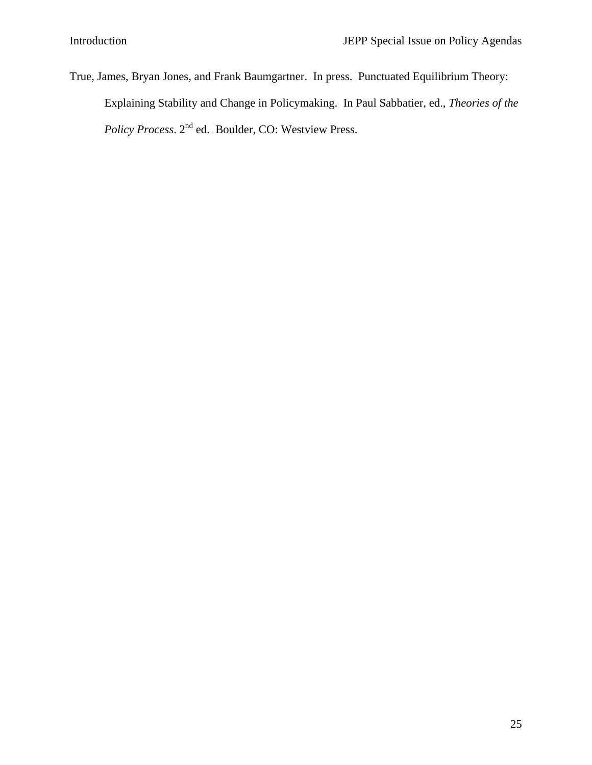True, James, Bryan Jones, and Frank Baumgartner. In press. Punctuated Equilibrium Theory: Explaining Stability and Change in Policymaking. In Paul Sabbatier, ed., *Theories of the Policy Process*. 2nd ed. Boulder, CO: Westview Press.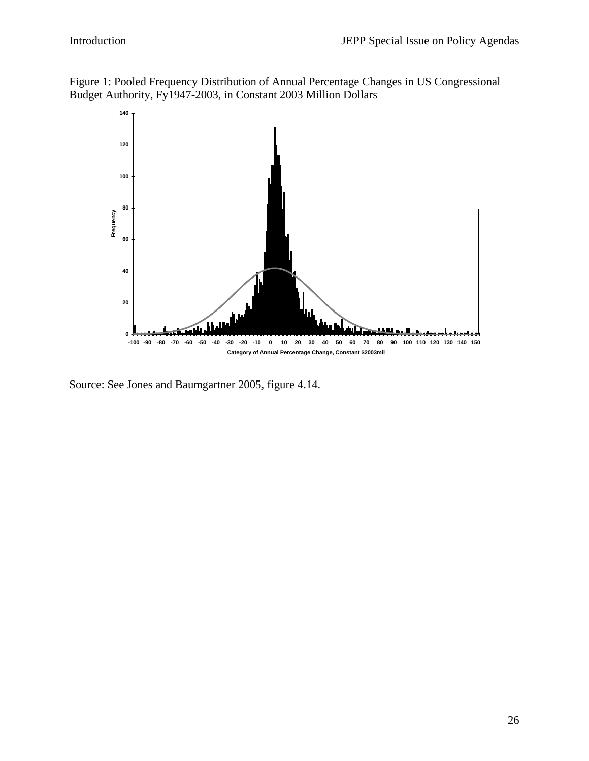Figure 1: Pooled Frequency Distribution of Annual Percentage Changes in US Congressional Budget Authority, Fy1947-2003, in Constant 2003 Million Dollars

140
120
100
80
60
40
20
0

Frequency

-100 -90 -80 -70 -60 -50 -40 -30 -20 -10 0 10 20 30 40 50 60 70 80 90 100 110 120 130 140 150

Category of Annual Percentage Change, Constant $2003mil

Source: See Jones and Baumgartner 2005, figure 4.14.